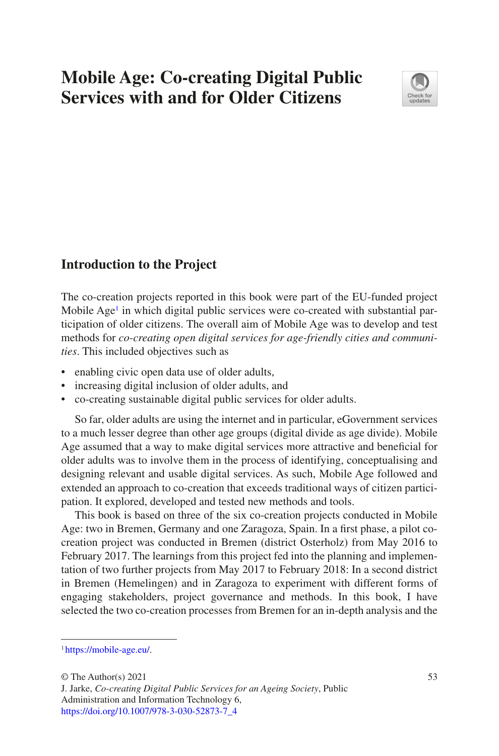# Mobile Age: Co-creating Digital Public Services with and for Older Citizens

## Introduction to the Project

The co-creation projects reported in this book were part of the EU-funded project Mobile Age[1] in which digital public services were co-created with substantial participation of older citizens. The overall aim of Mobile Age was to develop and test methods for *co-creating open digital services for age-friendly cities and communities*. This included objectives such as

- enabling civic open data use of older adults,
- increasing digital inclusion of older adults, and
- co-creating sustainable digital public services for older adults.

So far, older adults are using the internet and in particular, eGovernment services to a much lesser degree than other age groups (digital divide as age divide). Mobile Age assumed that a way to make digital services more attractive and beneficial for older adults was to involve them in the process of identifying, conceptualising and designing relevant and usable digital services. As such, Mobile Age followed and extended an approach to co-creation that exceeds traditional ways of citizen participation. It explored, developed and tested new methods and tools.

This book is based on three of the six co-creation projects conducted in Mobile Age: two in Bremen, Germany and one Zaragoza, Spain. In a first phase, a pilot co-creation project was conducted in Bremen (district Osterholz) from May 2016 to February 2017. The learnings from this project fed into the planning and implementation of two further projects from May 2017 to February 2018: In a second district in Bremen (Hemelingen) and in Zaragoza to experiment with different forms of engaging stakeholders, project governance and methods. In this book, I have selected the two co-creation processes from Bremen for an in-depth analysis and the

---

[1] https://mobile-age.eu/.

© The Author(s) 2021
J. Jarke, *Co-creating Digital Public Services for an Ageing Society*, Public Administration and Information Technology 6,
https://doi.org/10.1007/978-3-030-52873-7_4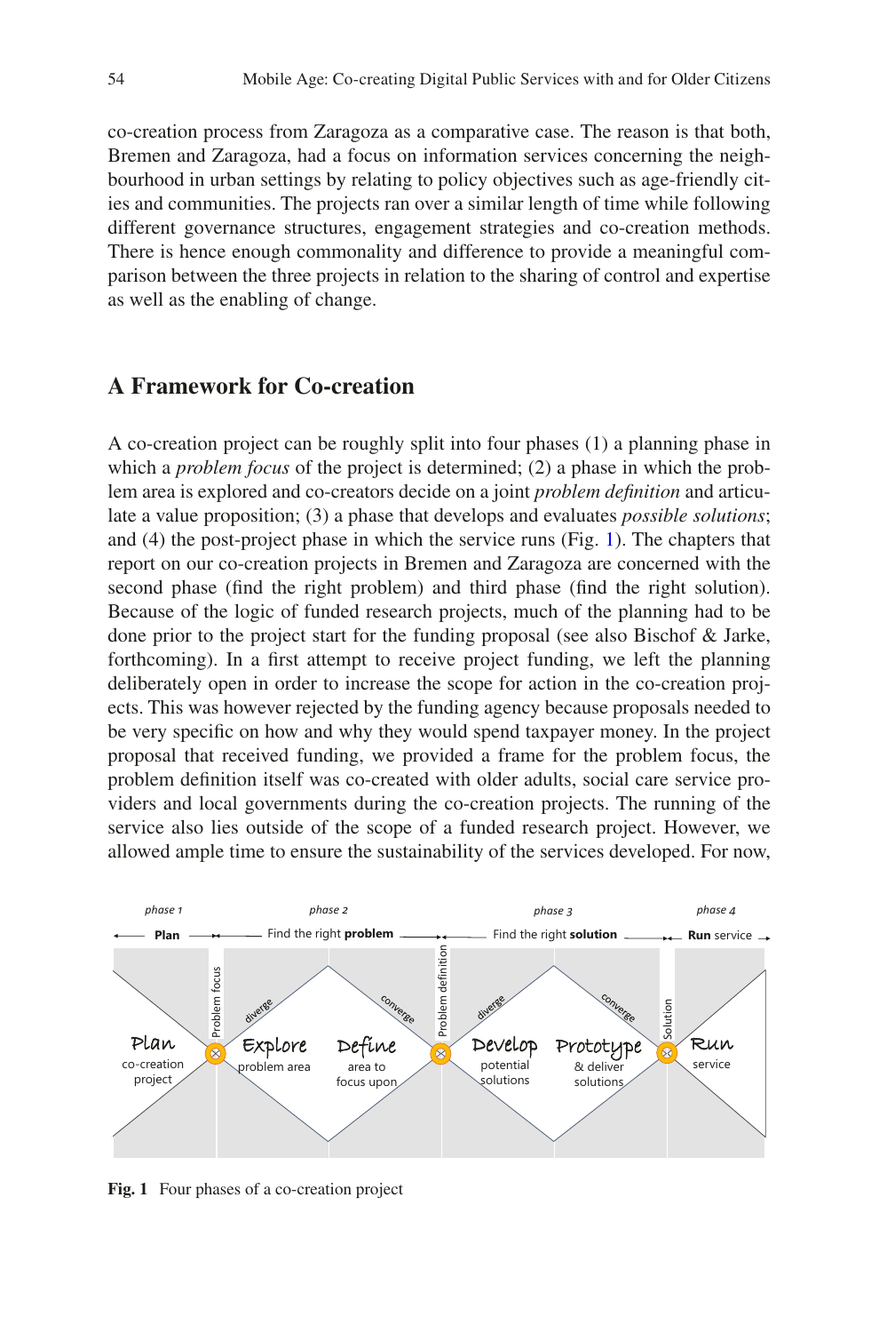co-creation process from Zaragoza as a comparative case. The reason is that both, Bremen and Zaragoza, had a focus on information services concerning the neighbourhood in urban settings by relating to policy objectives such as age-friendly cities and communities. The projects ran over a similar length of time while following different governance structures, engagement strategies and co-creation methods. There is hence enough commonality and difference to provide a meaningful comparison between the three projects in relation to the sharing of control and expertise as well as the enabling of change.

## A Framework for Co-creation

A co-creation project can be roughly split into four phases (1) a planning phase in which a *problem focus* of the project is determined; (2) a phase in which the problem area is explored and co-creators decide on a joint *problem definition* and articulate a value proposition; (3) a phase that develops and evaluates *possible solutions*; and (4) the post-project phase in which the service runs (Fig. 1). The chapters that report on our co-creation projects in Bremen and Zaragoza are concerned with the second phase (find the right problem) and third phase (find the right solution). Because of the logic of funded research projects, much of the planning had to be done prior to the project start for the funding proposal (see also Bischof & Jarke, forthcoming). In a first attempt to receive project funding, we left the planning deliberately open in order to increase the scope for action in the co-creation projects. This was however rejected by the funding agency because proposals needed to be very specific on how and why they would spend taxpayer money. In the project proposal that received funding, we provided a frame for the problem focus, the problem definition itself was co-created with older adults, social care service providers and local governments during the co-creation projects. The running of the service also lies outside of the scope of a funded research project. However, we allowed ample time to ensure the sustainability of the services developed. For now,

phase 1 — Plan; phase 2 — Find the right **problem**; phase 3 — Find the right **solution**; phase 4 — **Run** service

Plan co-creation project | Problem focus | Explore problem area (diverge) | Define area to focus upon (converge) | Problem definition | Develop potential solutions (diverge) | Prototype & deliver solutions (converge) | Solution | Run service

**Fig. 1** Four phases of a co-creation project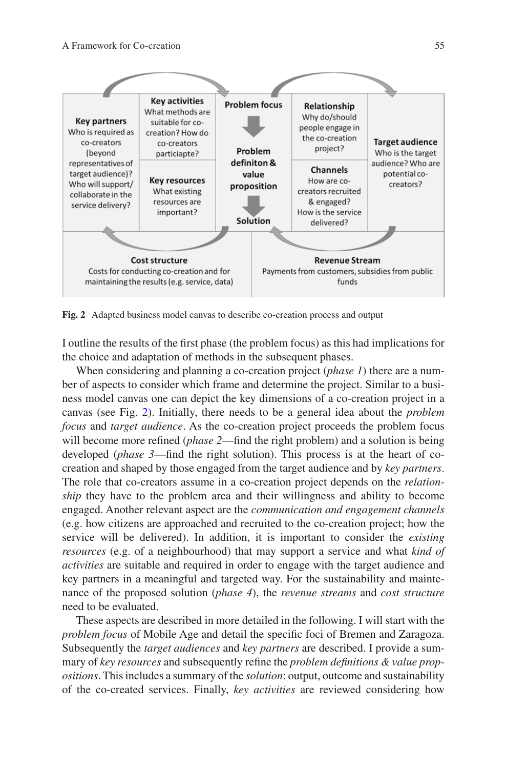| Key partners | Key activities | Problem focus | Relationship | Target audience |
| --- | --- | --- | --- | --- |
| **Key partners** Who is required as co-creators (beyond representatives of target audience)? Who will support/ collaborate in the service delivery? | **Key activities** What methods are suitable for co-creation? How do co-creators particiapte? | **Problem focus** ↓ **Problem definiton & value proposition** ↓ **Solution** | **Relationship** Why do/should people engage in the co-creation project? | **Target audience** Who is the target audience? Who are potential co-creators? |
| | **Key resources** What existing resources are important? | | **Channels** How are co-creators recruited & engaged? How is the service delivered? | |
| **Cost structure** Costs for conducting co-creation and for maintaining the results (e.g. service, data) | | | **Revenue Stream** Payments from customers, subsidies from public funds | |

**Fig. 2** Adapted business model canvas to describe co-creation process and output

I outline the results of the first phase (the problem focus) as this had implications for the choice and adaptation of methods in the subsequent phases.

When considering and planning a co-creation project (*phase 1*) there are a number of aspects to consider which frame and determine the project. Similar to a business model canvas one can depict the key dimensions of a co-creation project in a canvas (see Fig. 2). Initially, there needs to be a general idea about the *problem focus* and *target audience*. As the co-creation project proceeds the problem focus will become more refined (*phase 2*—find the right problem) and a solution is being developed (*phase 3*—find the right solution). This process is at the heart of co-creation and shaped by those engaged from the target audience and by *key partners*. The role that co-creators assume in a co-creation project depends on the *relationship* they have to the problem area and their willingness and ability to become engaged. Another relevant aspect are the *communication and engagement channels* (e.g. how citizens are approached and recruited to the co-creation project; how the service will be delivered). In addition, it is important to consider the *existing resources* (e.g. of a neighbourhood) that may support a service and what *kind of activities* are suitable and required in order to engage with the target audience and key partners in a meaningful and targeted way. For the sustainability and maintenance of the proposed solution (*phase 4*), the *revenue streams* and *cost structure* need to be evaluated.

These aspects are described in more detailed in the following. I will start with the *problem focus* of Mobile Age and detail the specific foci of Bremen and Zaragoza. Subsequently the *target audiences* and *key partners* are described. I provide a summary of *key resources* and subsequently refine the *problem definitions & value propositions*. This includes a summary of the *solution*: output, outcome and sustainability of the co-created services. Finally, *key activities* are reviewed considering how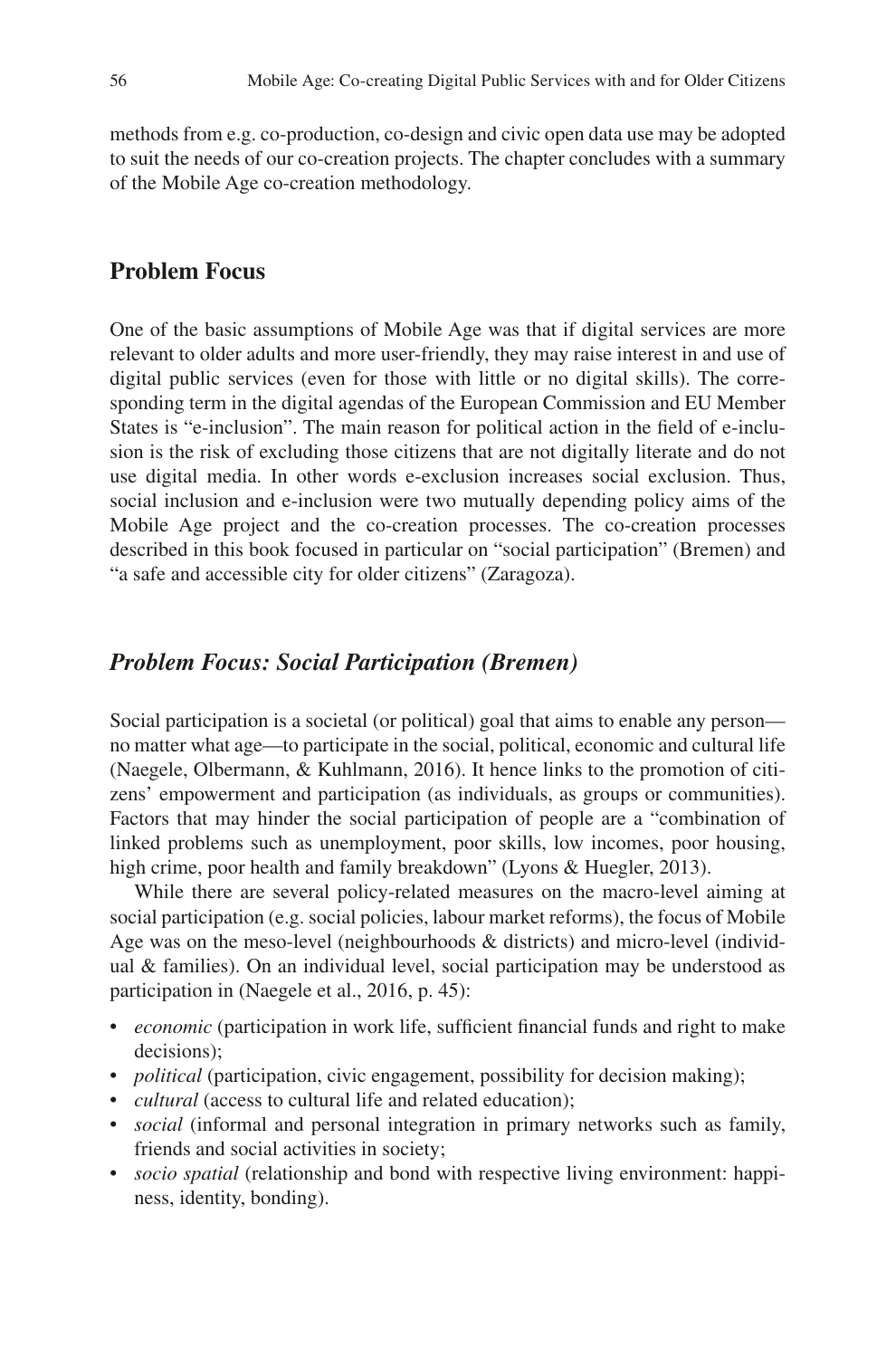methods from e.g. co-production, co-design and civic open data use may be adopted to suit the needs of our co-creation projects. The chapter concludes with a summary of the Mobile Age co-creation methodology.

## Problem Focus

One of the basic assumptions of Mobile Age was that if digital services are more relevant to older adults and more user-friendly, they may raise interest in and use of digital public services (even for those with little or no digital skills). The corresponding term in the digital agendas of the European Commission and EU Member States is "e-inclusion". The main reason for political action in the field of e-inclusion is the risk of excluding those citizens that are not digitally literate and do not use digital media. In other words e-exclusion increases social exclusion. Thus, social inclusion and e-inclusion were two mutually depending policy aims of the Mobile Age project and the co-creation processes. The co-creation processes described in this book focused in particular on "social participation" (Bremen) and "a safe and accessible city for older citizens" (Zaragoza).

### *Problem Focus: Social Participation (Bremen)*

Social participation is a societal (or political) goal that aims to enable any person—no matter what age—to participate in the social, political, economic and cultural life (Naegele, Olbermann, & Kuhlmann, 2016). It hence links to the promotion of citizens' empowerment and participation (as individuals, as groups or communities). Factors that may hinder the social participation of people are a "combination of linked problems such as unemployment, poor skills, low incomes, poor housing, high crime, poor health and family breakdown" (Lyons & Huegler, 2013).

While there are several policy-related measures on the macro-level aiming at social participation (e.g. social policies, labour market reforms), the focus of Mobile Age was on the meso-level (neighbourhoods & districts) and micro-level (individual & families). On an individual level, social participation may be understood as participation in (Naegele et al., 2016, p. 45):

- *economic* (participation in work life, sufficient financial funds and right to make decisions);
- *political* (participation, civic engagement, possibility for decision making);
- *cultural* (access to cultural life and related education);
- *social* (informal and personal integration in primary networks such as family, friends and social activities in society;
- *socio spatial* (relationship and bond with respective living environment: happiness, identity, bonding).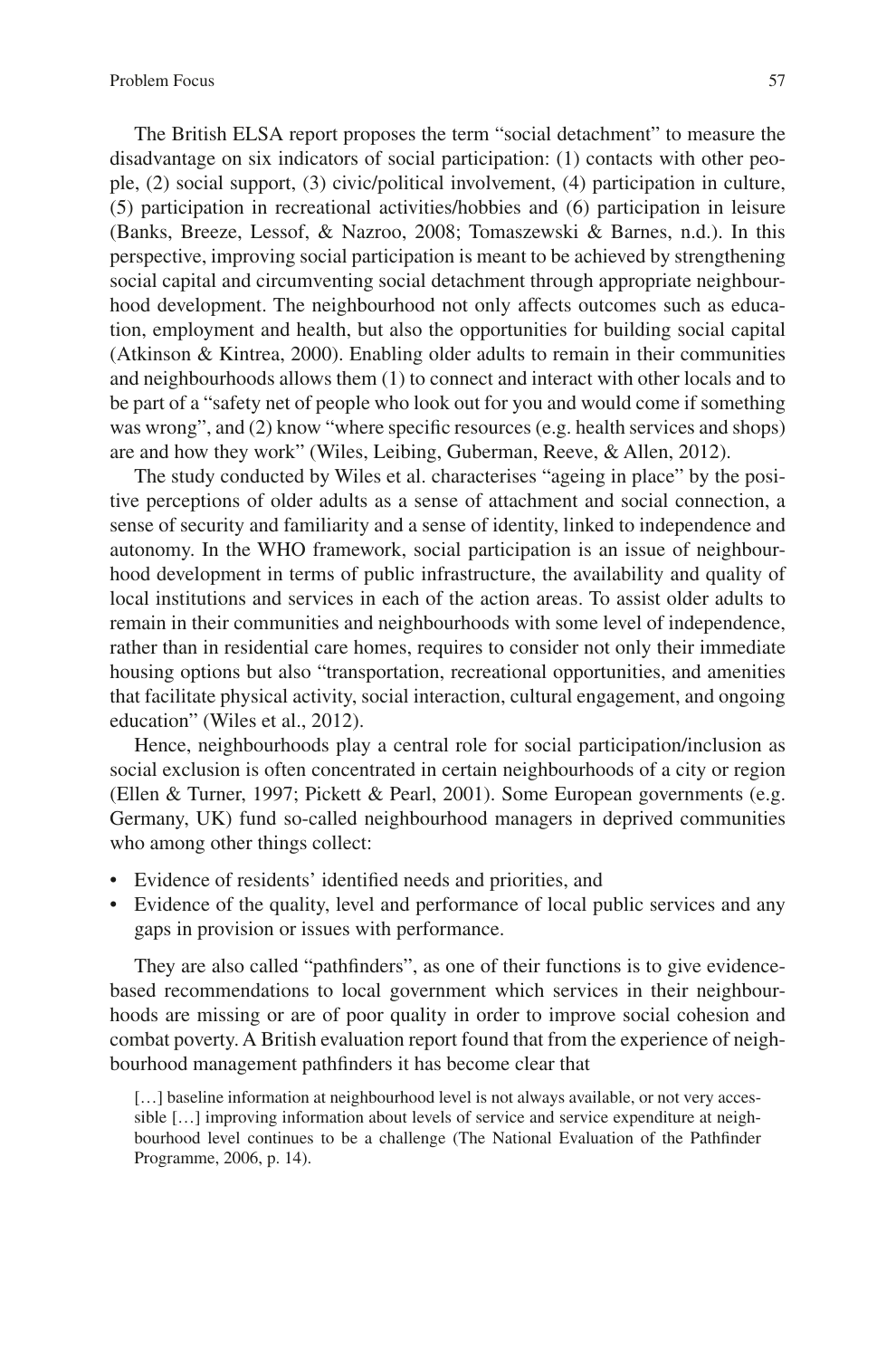The British ELSA report proposes the term "social detachment" to measure the disadvantage on six indicators of social participation: (1) contacts with other people, (2) social support, (3) civic/political involvement, (4) participation in culture, (5) participation in recreational activities/hobbies and (6) participation in leisure (Banks, Breeze, Lessof, & Nazroo, 2008; Tomaszewski & Barnes, n.d.). In this perspective, improving social participation is meant to be achieved by strengthening social capital and circumventing social detachment through appropriate neighbourhood development. The neighbourhood not only affects outcomes such as education, employment and health, but also the opportunities for building social capital (Atkinson & Kintrea, 2000). Enabling older adults to remain in their communities and neighbourhoods allows them (1) to connect and interact with other locals and to be part of a "safety net of people who look out for you and would come if something was wrong", and (2) know "where specific resources (e.g. health services and shops) are and how they work" (Wiles, Leibing, Guberman, Reeve, & Allen, 2012).

The study conducted by Wiles et al. characterises "ageing in place" by the positive perceptions of older adults as a sense of attachment and social connection, a sense of security and familiarity and a sense of identity, linked to independence and autonomy. In the WHO framework, social participation is an issue of neighbourhood development in terms of public infrastructure, the availability and quality of local institutions and services in each of the action areas. To assist older adults to remain in their communities and neighbourhoods with some level of independence, rather than in residential care homes, requires to consider not only their immediate housing options but also "transportation, recreational opportunities, and amenities that facilitate physical activity, social interaction, cultural engagement, and ongoing education" (Wiles et al., 2012).

Hence, neighbourhoods play a central role for social participation/inclusion as social exclusion is often concentrated in certain neighbourhoods of a city or region (Ellen & Turner, 1997; Pickett & Pearl, 2001). Some European governments (e.g. Germany, UK) fund so-called neighbourhood managers in deprived communities who among other things collect:

- Evidence of residents' identified needs and priorities, and
- Evidence of the quality, level and performance of local public services and any gaps in provision or issues with performance.

They are also called "pathfinders", as one of their functions is to give evidence-based recommendations to local government which services in their neighbourhoods are missing or are of poor quality in order to improve social cohesion and combat poverty. A British evaluation report found that from the experience of neighbourhood management pathfinders it has become clear that

> […] baseline information at neighbourhood level is not always available, or not very accessible […] improving information about levels of service and service expenditure at neighbourhood level continues to be a challenge (The National Evaluation of the Pathfinder Programme, 2006, p. 14).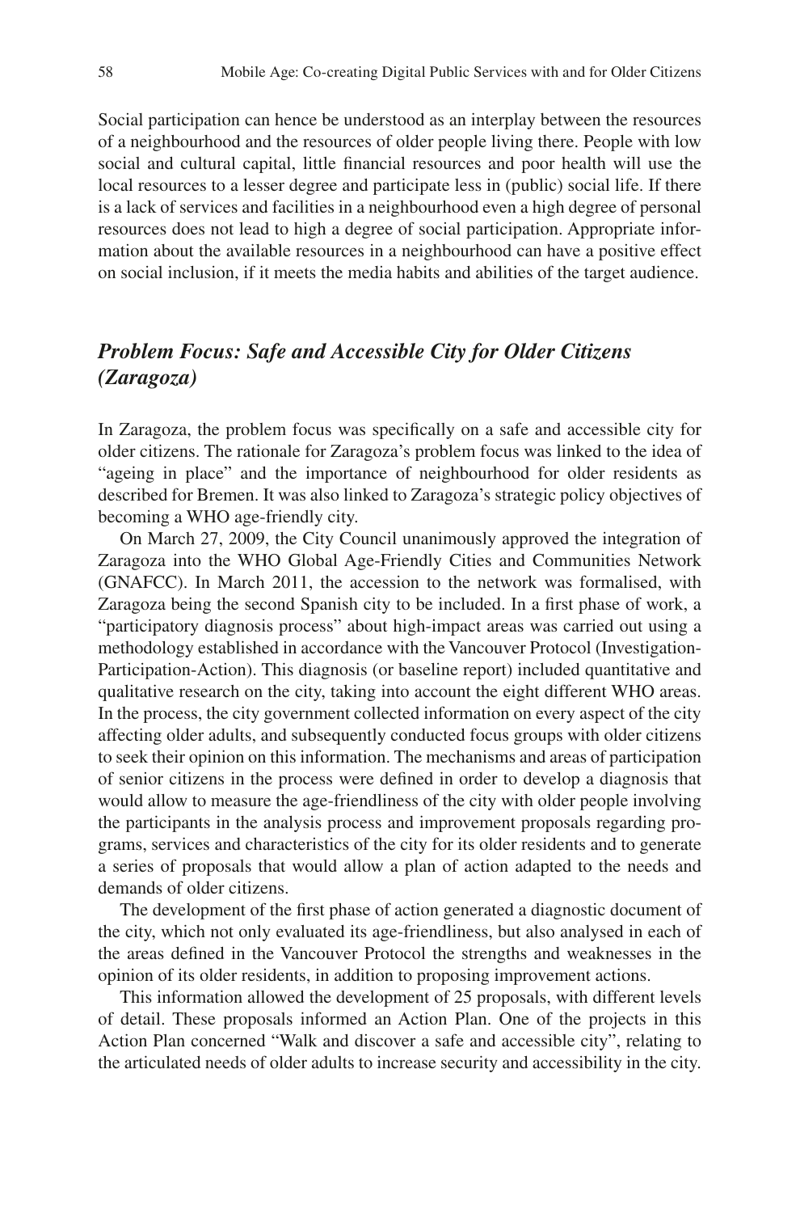Social participation can hence be understood as an interplay between the resources of a neighbourhood and the resources of older people living there. People with low social and cultural capital, little financial resources and poor health will use the local resources to a lesser degree and participate less in (public) social life. If there is a lack of services and facilities in a neighbourhood even a high degree of personal resources does not lead to high a degree of social participation. Appropriate information about the available resources in a neighbourhood can have a positive effect on social inclusion, if it meets the media habits and abilities of the target audience.

## *Problem Focus: Safe and Accessible City for Older Citizens (Zaragoza)*

In Zaragoza, the problem focus was specifically on a safe and accessible city for older citizens. The rationale for Zaragoza's problem focus was linked to the idea of "ageing in place" and the importance of neighbourhood for older residents as described for Bremen. It was also linked to Zaragoza's strategic policy objectives of becoming a WHO age-friendly city.

On March 27, 2009, the City Council unanimously approved the integration of Zaragoza into the WHO Global Age-Friendly Cities and Communities Network (GNAFCC). In March 2011, the accession to the network was formalised, with Zaragoza being the second Spanish city to be included. In a first phase of work, a "participatory diagnosis process" about high-impact areas was carried out using a methodology established in accordance with the Vancouver Protocol (Investigation-Participation-Action). This diagnosis (or baseline report) included quantitative and qualitative research on the city, taking into account the eight different WHO areas. In the process, the city government collected information on every aspect of the city affecting older adults, and subsequently conducted focus groups with older citizens to seek their opinion on this information. The mechanisms and areas of participation of senior citizens in the process were defined in order to develop a diagnosis that would allow to measure the age-friendliness of the city with older people involving the participants in the analysis process and improvement proposals regarding programs, services and characteristics of the city for its older residents and to generate a series of proposals that would allow a plan of action adapted to the needs and demands of older citizens.

The development of the first phase of action generated a diagnostic document of the city, which not only evaluated its age-friendliness, but also analysed in each of the areas defined in the Vancouver Protocol the strengths and weaknesses in the opinion of its older residents, in addition to proposing improvement actions.

This information allowed the development of 25 proposals, with different levels of detail. These proposals informed an Action Plan. One of the projects in this Action Plan concerned "Walk and discover a safe and accessible city", relating to the articulated needs of older adults to increase security and accessibility in the city.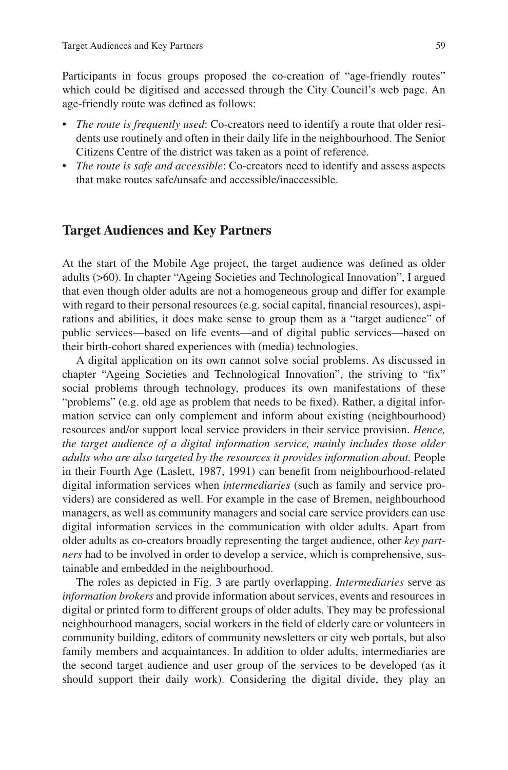Participants in focus groups proposed the co-creation of "age-friendly routes" which could be digitised and accessed through the City Council's web page. An age-friendly route was defined as follows:

- *The route is frequently used*: Co-creators need to identify a route that older residents use routinely and often in their daily life in the neighbourhood. The Senior Citizens Centre of the district was taken as a point of reference.
- *The route is safe and accessible*: Co-creators need to identify and assess aspects that make routes safe/unsafe and accessible/inaccessible.

## Target Audiences and Key Partners

At the start of the Mobile Age project, the target audience was defined as older adults (>60). In chapter "Ageing Societies and Technological Innovation", I argued that even though older adults are not a homogeneous group and differ for example with regard to their personal resources (e.g. social capital, financial resources), aspirations and abilities, it does make sense to group them as a "target audience" of public services—based on life events—and of digital public services—based on their birth-cohort shared experiences with (media) technologies.

A digital application on its own cannot solve social problems. As discussed in chapter "Ageing Societies and Technological Innovation", the striving to "fix" social problems through technology, produces its own manifestations of these "problems" (e.g. old age as problem that needs to be fixed). Rather, a digital information service can only complement and inform about existing (neighbourhood) resources and/or support local service providers in their service provision. *Hence, the target audience of a digital information service, mainly includes those older adults who are also targeted by the resources it provides information about.* People in their Fourth Age (Laslett, 1987, 1991) can benefit from neighbourhood-related digital information services when *intermediaries* (such as family and service providers) are considered as well. For example in the case of Bremen, neighbourhood managers, as well as community managers and social care service providers can use digital information services in the communication with older adults. Apart from older adults as co-creators broadly representing the target audience, other *key partners* had to be involved in order to develop a service, which is comprehensive, sustainable and embedded in the neighbourhood.

The roles as depicted in Fig. 3 are partly overlapping. *Intermediaries* serve as *information brokers* and provide information about services, events and resources in digital or printed form to different groups of older adults. They may be professional neighbourhood managers, social workers in the field of elderly care or volunteers in community building, editors of community newsletters or city web portals, but also family members and acquaintances. In addition to older adults, intermediaries are the second target audience and user group of the services to be developed (as it should support their daily work). Considering the digital divide, they play an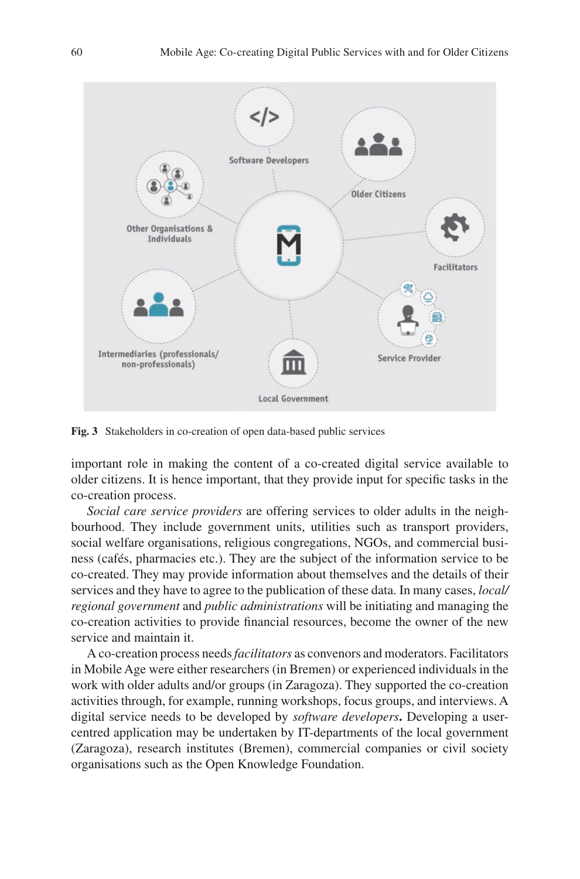**Fig. 3** Stakeholders in co-creation of open data-based public services

important role in making the content of a co-created digital service available to older citizens. It is hence important, that they provide input for specific tasks in the co-creation process.

*Social care service providers* are offering services to older adults in the neighbourhood. They include government units, utilities such as transport providers, social welfare organisations, religious congregations, NGOs, and commercial business (cafés, pharmacies etc.). They are the subject of the information service to be co-created. They may provide information about themselves and the details of their services and they have to agree to the publication of these data. In many cases, *local/regional government* and *public administrations* will be initiating and managing the co-creation activities to provide financial resources, become the owner of the new service and maintain it.

A co-creation process needs *facilitators* as convenors and moderators. Facilitators in Mobile Age were either researchers (in Bremen) or experienced individuals in the work with older adults and/or groups (in Zaragoza). They supported the co-creation activities through, for example, running workshops, focus groups, and interviews. A digital service needs to be developed by *software developers***.** Developing a user-centred application may be undertaken by IT-departments of the local government (Zaragoza), research institutes (Bremen), commercial companies or civil society organisations such as the Open Knowledge Foundation.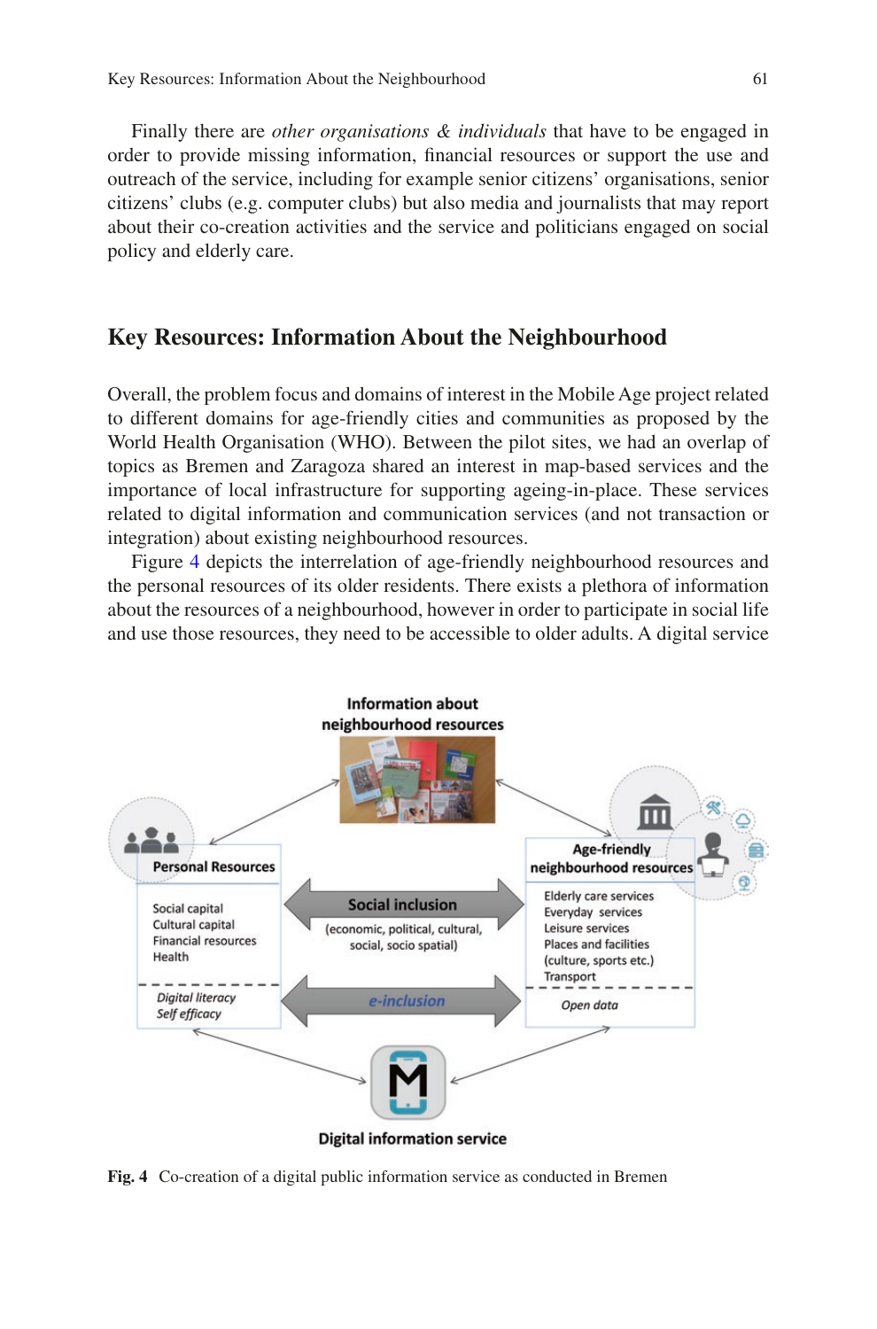Finally there are *other organisations & individuals* that have to be engaged in order to provide missing information, financial resources or support the use and outreach of the service, including for example senior citizens' organisations, senior citizens' clubs (e.g. computer clubs) but also media and journalists that may report about their co-creation activities and the service and politicians engaged on social policy and elderly care.

## Key Resources: Information About the Neighbourhood

Overall, the problem focus and domains of interest in the Mobile Age project related to different domains for age-friendly cities and communities as proposed by the World Health Organisation (WHO). Between the pilot sites, we had an overlap of topics as Bremen and Zaragoza shared an interest in map-based services and the importance of local infrastructure for supporting ageing-in-place. These services related to digital information and communication services (and not transaction or integration) about existing neighbourhood resources.

Figure 4 depicts the interrelation of age-friendly neighbourhood resources and the personal resources of its older residents. There exists a plethora of information about the resources of a neighbourhood, however in order to participate in social life and use those resources, they need to be accessible to older adults. A digital service

**Fig. 4** Co-creation of a digital public information service as conducted in Bremen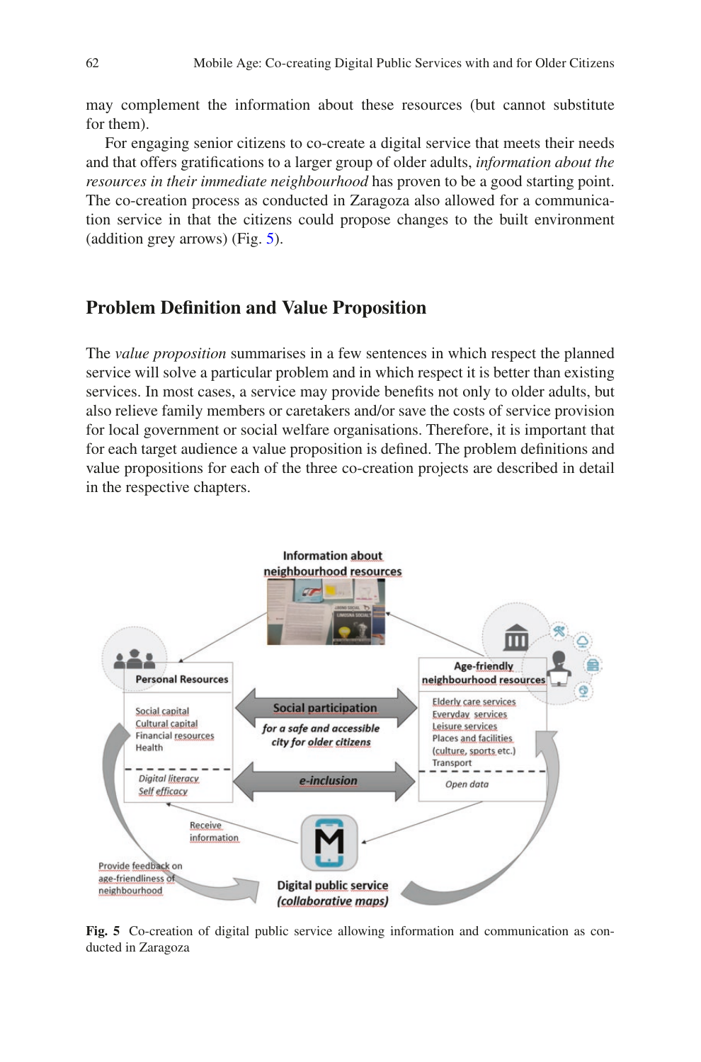may complement the information about these resources (but cannot substitute for them).

For engaging senior citizens to co-create a digital service that meets their needs and that offers gratifications to a larger group of older adults, *information about the resources in their immediate neighbourhood* has proven to be a good starting point. The co-creation process as conducted in Zaragoza also allowed for a communication service in that the citizens could propose changes to the built environment (addition grey arrows) (Fig. 5).

## Problem Definition and Value Proposition

The *value proposition* summarises in a few sentences in which respect the planned service will solve a particular problem and in which respect it is better than existing services. In most cases, a service may provide benefits not only to older adults, but also relieve family members or caretakers and/or save the costs of service provision for local government or social welfare organisations. Therefore, it is important that for each target audience a value proposition is defined. The problem definitions and value propositions for each of the three co-creation projects are described in detail in the respective chapters.

**Fig. 5** Co-creation of digital public service allowing information and communication as conducted in Zaragoza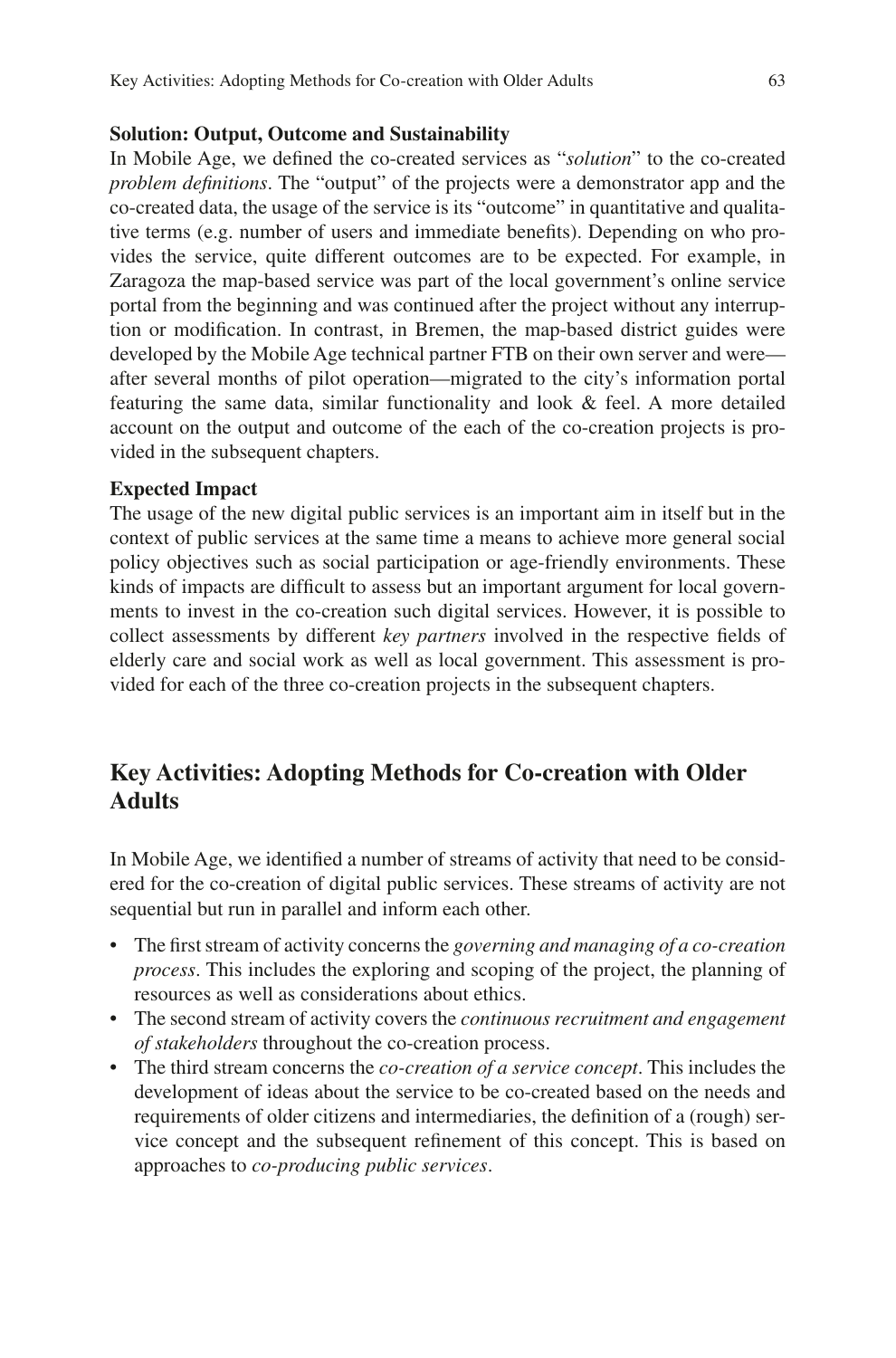**Solution: Output, Outcome and Sustainability**

In Mobile Age, we defined the co-created services as "*solution*" to the co-created *problem definitions*. The "output" of the projects were a demonstrator app and the co-created data, the usage of the service is its "outcome" in quantitative and qualitative terms (e.g. number of users and immediate benefits). Depending on who provides the service, quite different outcomes are to be expected. For example, in Zaragoza the map-based service was part of the local government's online service portal from the beginning and was continued after the project without any interruption or modification. In contrast, in Bremen, the map-based district guides were developed by the Mobile Age technical partner FTB on their own server and were—after several months of pilot operation—migrated to the city's information portal featuring the same data, similar functionality and look & feel. A more detailed account on the output and outcome of the each of the co-creation projects is provided in the subsequent chapters.

**Expected Impact**

The usage of the new digital public services is an important aim in itself but in the context of public services at the same time a means to achieve more general social policy objectives such as social participation or age-friendly environments. These kinds of impacts are difficult to assess but an important argument for local governments to invest in the co-creation such digital services. However, it is possible to collect assessments by different *key partners* involved in the respective fields of elderly care and social work as well as local government. This assessment is provided for each of the three co-creation projects in the subsequent chapters.

## Key Activities: Adopting Methods for Co-creation with Older Adults

In Mobile Age, we identified a number of streams of activity that need to be considered for the co-creation of digital public services. These streams of activity are not sequential but run in parallel and inform each other.

- The first stream of activity concerns the *governing and managing of a co-creation process*. This includes the exploring and scoping of the project, the planning of resources as well as considerations about ethics.
- The second stream of activity covers the *continuous recruitment and engagement of stakeholders* throughout the co-creation process.
- The third stream concerns the *co-creation of a service concept*. This includes the development of ideas about the service to be co-created based on the needs and requirements of older citizens and intermediaries, the definition of a (rough) service concept and the subsequent refinement of this concept. This is based on approaches to *co-producing public services*.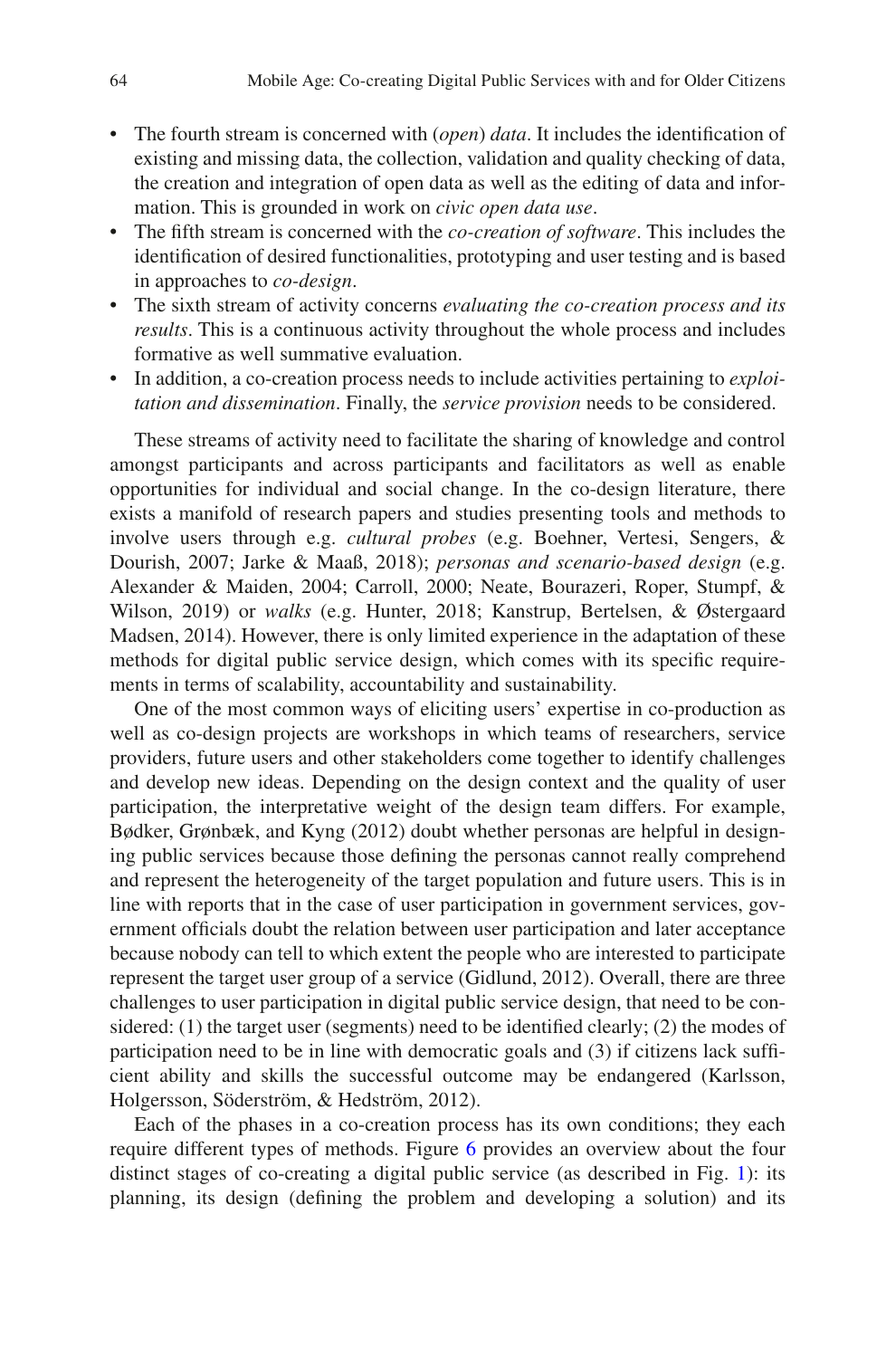- The fourth stream is concerned with (*open*) *data*. It includes the identification of existing and missing data, the collection, validation and quality checking of data, the creation and integration of open data as well as the editing of data and information. This is grounded in work on *civic open data use*.
- The fifth stream is concerned with the *co-creation of software*. This includes the identification of desired functionalities, prototyping and user testing and is based in approaches to *co-design*.
- The sixth stream of activity concerns *evaluating the co-creation process and its results*. This is a continuous activity throughout the whole process and includes formative as well summative evaluation.
- In addition, a co-creation process needs to include activities pertaining to *exploitation and dissemination*. Finally, the *service provision* needs to be considered.

These streams of activity need to facilitate the sharing of knowledge and control amongst participants and across participants and facilitators as well as enable opportunities for individual and social change. In the co-design literature, there exists a manifold of research papers and studies presenting tools and methods to involve users through e.g. *cultural probes* (e.g. Boehner, Vertesi, Sengers, & Dourish, 2007; Jarke & Maaß, 2018); *personas and scenario-based design* (e.g. Alexander & Maiden, 2004; Carroll, 2000; Neate, Bourazeri, Roper, Stumpf, & Wilson, 2019) or *walks* (e.g. Hunter, 2018; Kanstrup, Bertelsen, & Østergaard Madsen, 2014). However, there is only limited experience in the adaptation of these methods for digital public service design, which comes with its specific requirements in terms of scalability, accountability and sustainability.

One of the most common ways of eliciting users' expertise in co-production as well as co-design projects are workshops in which teams of researchers, service providers, future users and other stakeholders come together to identify challenges and develop new ideas. Depending on the design context and the quality of user participation, the interpretative weight of the design team differs. For example, Bødker, Grønbæk, and Kyng (2012) doubt whether personas are helpful in designing public services because those defining the personas cannot really comprehend and represent the heterogeneity of the target population and future users. This is in line with reports that in the case of user participation in government services, government officials doubt the relation between user participation and later acceptance because nobody can tell to which extent the people who are interested to participate represent the target user group of a service (Gidlund, 2012). Overall, there are three challenges to user participation in digital public service design, that need to be considered: (1) the target user (segments) need to be identified clearly; (2) the modes of participation need to be in line with democratic goals and (3) if citizens lack sufficient ability and skills the successful outcome may be endangered (Karlsson, Holgersson, Söderström, & Hedström, 2012).

Each of the phases in a co-creation process has its own conditions; they each require different types of methods. Figure 6 provides an overview about the four distinct stages of co-creating a digital public service (as described in Fig. 1): its planning, its design (defining the problem and developing a solution) and its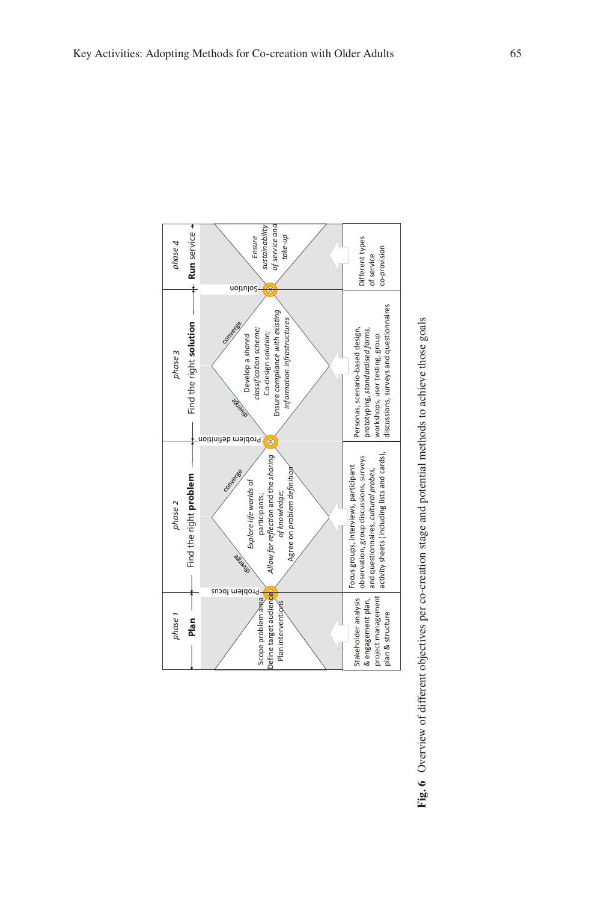| phase 1 **Plan** | phase 2 Find the right **problem** | phase 3 Find the right **solution** | phase 4 **Run** service |
|---|---|---|---|
| Scope problem area; Define target audience; Plan interventions | *Explore life worlds of participants; Allow for reflection and the sharing of knowledge;* Agree on *problem definition* | Develop a *shared classification scheme;* Co-design *solution;* Ensure *compliance with existing information infrastructures* | *Ensure sustainability of service and take-up* |
| Stakeholder analysis & engagement plan, project management plan & structure | Focus groups, interviews, participant observation, group discussions, surveys and questionnaires, *cultural probes,* activity sheets (including lists and cards), | Personas, scenario-based design, prototyping, *standardised forms,* workshops, user testing, group discussions, surveys and questionnaires | Different types of service co-provision |

Problem focus → (diverge / converge) → Problem definition → (diverge / converge) → Solution

**Fig. 6** Overview of different objectives per co-creation stage and potential methods to achieve those goals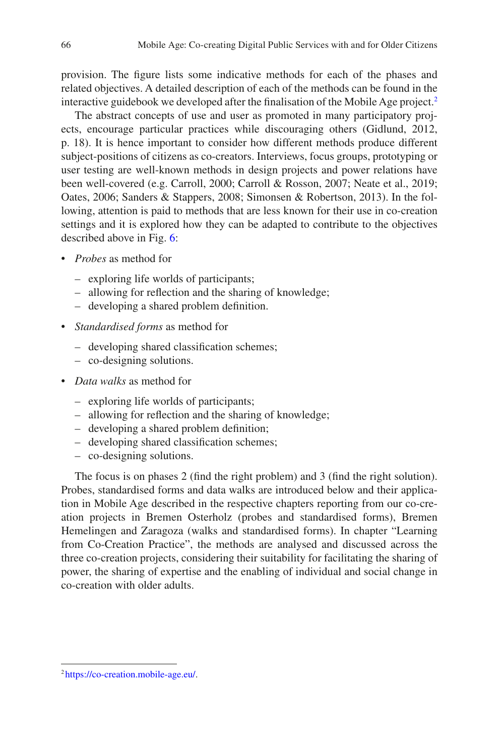provision. The figure lists some indicative methods for each of the phases and related objectives. A detailed description of each of the methods can be found in the interactive guidebook we developed after the finalisation of the Mobile Age project.[2]

The abstract concepts of use and user as promoted in many participatory projects, encourage particular practices while discouraging others (Gidlund, 2012, p. 18). It is hence important to consider how different methods produce different subject-positions of citizens as co-creators. Interviews, focus groups, prototyping or user testing are well-known methods in design projects and power relations have been well-covered (e.g. Carroll, 2000; Carroll & Rosson, 2007; Neate et al., 2019; Oates, 2006; Sanders & Stappers, 2008; Simonsen & Robertson, 2013). In the following, attention is paid to methods that are less known for their use in co-creation settings and it is explored how they can be adapted to contribute to the objectives described above in Fig. 6:

- *Probes* as method for
  - exploring life worlds of participants;
  - allowing for reflection and the sharing of knowledge;
  - developing a shared problem definition.
- *Standardised forms* as method for
  - developing shared classification schemes;
  - co-designing solutions.
- *Data walks* as method for
  - exploring life worlds of participants;
  - allowing for reflection and the sharing of knowledge;
  - developing a shared problem definition;
  - developing shared classification schemes;
  - co-designing solutions.

The focus is on phases 2 (find the right problem) and 3 (find the right solution). Probes, standardised forms and data walks are introduced below and their application in Mobile Age described in the respective chapters reporting from our co-creation projects in Bremen Osterholz (probes and standardised forms), Bremen Hemelingen and Zaragoza (walks and standardised forms). In chapter "Learning from Co-Creation Practice", the methods are analysed and discussed across the three co-creation projects, considering their suitability for facilitating the sharing of power, the sharing of expertise and the enabling of individual and social change in co-creation with older adults.

[2] https://co-creation.mobile-age.eu/.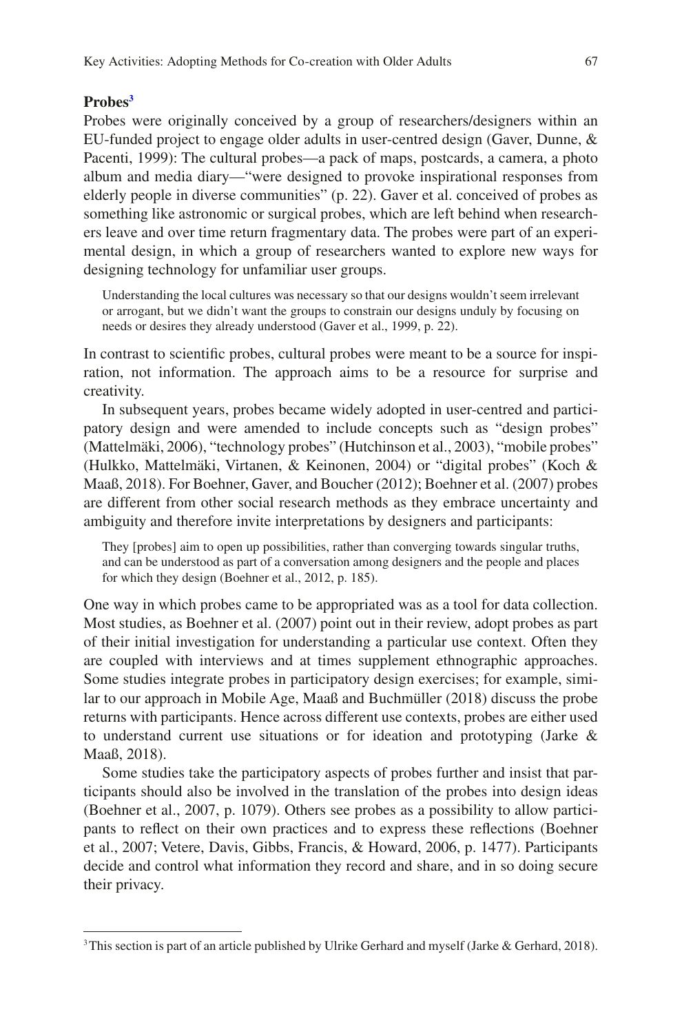**Probes**[3]

Probes were originally conceived by a group of researchers/designers within an EU-funded project to engage older adults in user-centred design (Gaver, Dunne, & Pacenti, 1999): The cultural probes—a pack of maps, postcards, a camera, a photo album and media diary—"were designed to provoke inspirational responses from elderly people in diverse communities" (p. 22). Gaver et al. conceived of probes as something like astronomic or surgical probes, which are left behind when researchers leave and over time return fragmentary data. The probes were part of an experimental design, in which a group of researchers wanted to explore new ways for designing technology for unfamiliar user groups.

> Understanding the local cultures was necessary so that our designs wouldn't seem irrelevant or arrogant, but we didn't want the groups to constrain our designs unduly by focusing on needs or desires they already understood (Gaver et al., 1999, p. 22).

In contrast to scientific probes, cultural probes were meant to be a source for inspiration, not information. The approach aims to be a resource for surprise and creativity.

In subsequent years, probes became widely adopted in user-centred and participatory design and were amended to include concepts such as "design probes" (Mattelmäki, 2006), "technology probes" (Hutchinson et al., 2003), "mobile probes" (Hulkko, Mattelmäki, Virtanen, & Keinonen, 2004) or "digital probes" (Koch & Maaß, 2018). For Boehner, Gaver, and Boucher (2012); Boehner et al. (2007) probes are different from other social research methods as they embrace uncertainty and ambiguity and therefore invite interpretations by designers and participants:

> They [probes] aim to open up possibilities, rather than converging towards singular truths, and can be understood as part of a conversation among designers and the people and places for which they design (Boehner et al., 2012, p. 185).

One way in which probes came to be appropriated was as a tool for data collection. Most studies, as Boehner et al. (2007) point out in their review, adopt probes as part of their initial investigation for understanding a particular use context. Often they are coupled with interviews and at times supplement ethnographic approaches. Some studies integrate probes in participatory design exercises; for example, similar to our approach in Mobile Age, Maaß and Buchmüller (2018) discuss the probe returns with participants. Hence across different use contexts, probes are either used to understand current use situations or for ideation and prototyping (Jarke & Maaß, 2018).

Some studies take the participatory aspects of probes further and insist that participants should also be involved in the translation of the probes into design ideas (Boehner et al., 2007, p. 1079). Others see probes as a possibility to allow participants to reflect on their own practices and to express these reflections (Boehner et al., 2007; Vetere, Davis, Gibbs, Francis, & Howard, 2006, p. 1477). Participants decide and control what information they record and share, and in so doing secure their privacy.

---

[3] This section is part of an article published by Ulrike Gerhard and myself (Jarke & Gerhard, 2018).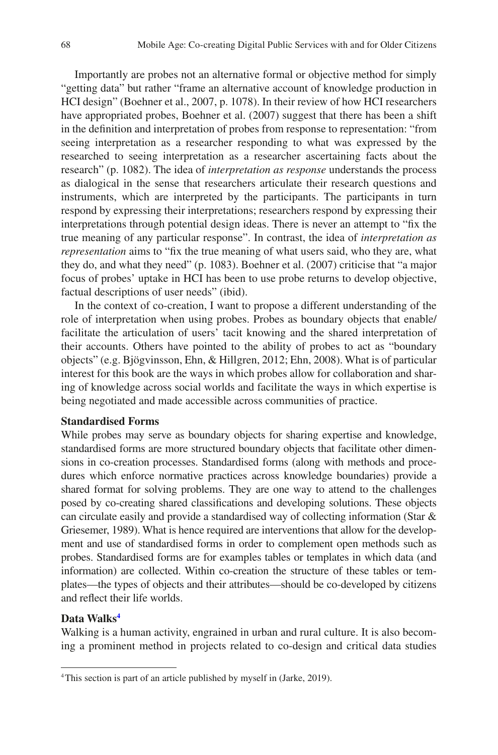Importantly are probes not an alternative formal or objective method for simply "getting data" but rather "frame an alternative account of knowledge production in HCI design" (Boehner et al., 2007, p. 1078). In their review of how HCI researchers have appropriated probes, Boehner et al. (2007) suggest that there has been a shift in the definition and interpretation of probes from response to representation: "from seeing interpretation as a researcher responding to what was expressed by the researched to seeing interpretation as a researcher ascertaining facts about the research" (p. 1082). The idea of *interpretation as response* understands the process as dialogical in the sense that researchers articulate their research questions and instruments, which are interpreted by the participants. The participants in turn respond by expressing their interpretations; researchers respond by expressing their interpretations through potential design ideas. There is never an attempt to "fix the true meaning of any particular response". In contrast, the idea of *interpretation as representation* aims to "fix the true meaning of what users said, who they are, what they do, and what they need" (p. 1083). Boehner et al. (2007) criticise that "a major focus of probes' uptake in HCI has been to use probe returns to develop objective, factual descriptions of user needs" (ibid).

In the context of co-creation, I want to propose a different understanding of the role of interpretation when using probes. Probes as boundary objects that enable/facilitate the articulation of users' tacit knowing and the shared interpretation of their accounts. Others have pointed to the ability of probes to act as "boundary objects" (e.g. Bjögvinsson, Ehn, & Hillgren, 2012; Ehn, 2008). What is of particular interest for this book are the ways in which probes allow for collaboration and sharing of knowledge across social worlds and facilitate the ways in which expertise is being negotiated and made accessible across communities of practice.

**Standardised Forms**

While probes may serve as boundary objects for sharing expertise and knowledge, standardised forms are more structured boundary objects that facilitate other dimensions in co-creation processes. Standardised forms (along with methods and procedures which enforce normative practices across knowledge boundaries) provide a shared format for solving problems. They are one way to attend to the challenges posed by co-creating shared classifications and developing solutions. These objects can circulate easily and provide a standardised way of collecting information (Star & Griesemer, 1989). What is hence required are interventions that allow for the development and use of standardised forms in order to complement open methods such as probes. Standardised forms are for examples tables or templates in which data (and information) are collected. Within co-creation the structure of these tables or templates—the types of objects and their attributes—should be co-developed by citizens and reflect their life worlds.

**Data Walks**[4]

Walking is a human activity, engrained in urban and rural culture. It is also becoming a prominent method in projects related to co-design and critical data studies

[4] This section is part of an article published by myself in (Jarke, 2019).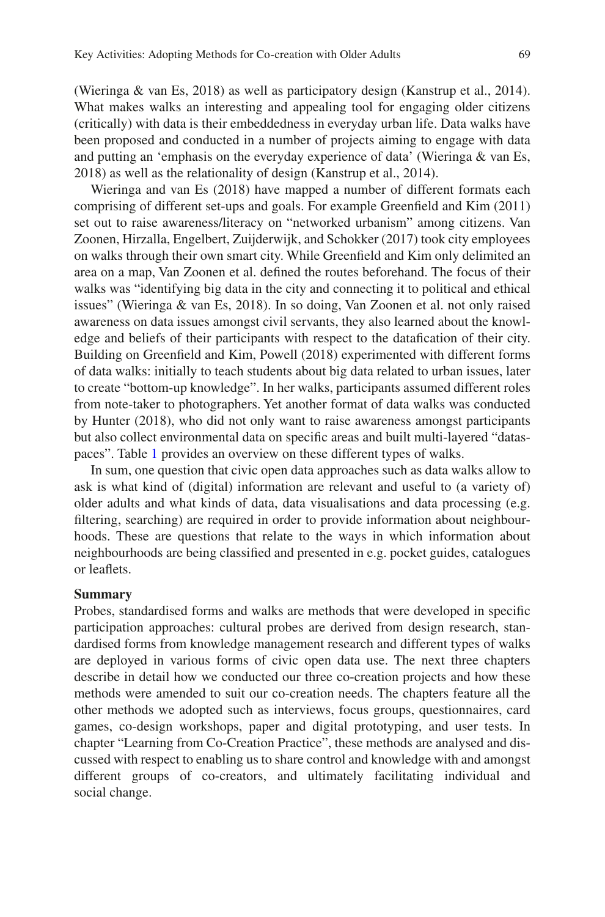(Wieringa & van Es, 2018) as well as participatory design (Kanstrup et al., 2014). What makes walks an interesting and appealing tool for engaging older citizens (critically) with data is their embeddedness in everyday urban life. Data walks have been proposed and conducted in a number of projects aiming to engage with data and putting an 'emphasis on the everyday experience of data' (Wieringa & van Es, 2018) as well as the relationality of design (Kanstrup et al., 2014).

Wieringa and van Es (2018) have mapped a number of different formats each comprising of different set-ups and goals. For example Greenfield and Kim (2011) set out to raise awareness/literacy on "networked urbanism" among citizens. Van Zoonen, Hirzalla, Engelbert, Zuijderwijk, and Schokker (2017) took city employees on walks through their own smart city. While Greenfield and Kim only delimited an area on a map, Van Zoonen et al. defined the routes beforehand. The focus of their walks was "identifying big data in the city and connecting it to political and ethical issues" (Wieringa & van Es, 2018). In so doing, Van Zoonen et al. not only raised awareness on data issues amongst civil servants, they also learned about the knowledge and beliefs of their participants with respect to the datafication of their city. Building on Greenfield and Kim, Powell (2018) experimented with different forms of data walks: initially to teach students about big data related to urban issues, later to create "bottom-up knowledge". In her walks, participants assumed different roles from note-taker to photographers. Yet another format of data walks was conducted by Hunter (2018), who did not only want to raise awareness amongst participants but also collect environmental data on specific areas and built multi-layered "dataspaces". Table 1 provides an overview on these different types of walks.

In sum, one question that civic open data approaches such as data walks allow to ask is what kind of (digital) information are relevant and useful to (a variety of) older adults and what kinds of data, data visualisations and data processing (e.g. filtering, searching) are required in order to provide information about neighbourhoods. These are questions that relate to the ways in which information about neighbourhoods are being classified and presented in e.g. pocket guides, catalogues or leaflets.

**Summary**

Probes, standardised forms and walks are methods that were developed in specific participation approaches: cultural probes are derived from design research, standardised forms from knowledge management research and different types of walks are deployed in various forms of civic open data use. The next three chapters describe in detail how we conducted our three co-creation projects and how these methods were amended to suit our co-creation needs. The chapters feature all the other methods we adopted such as interviews, focus groups, questionnaires, card games, co-design workshops, paper and digital prototyping, and user tests. In chapter "Learning from Co-Creation Practice", these methods are analysed and discussed with respect to enabling us to share control and knowledge with and amongst different groups of co-creators, and ultimately facilitating individual and social change.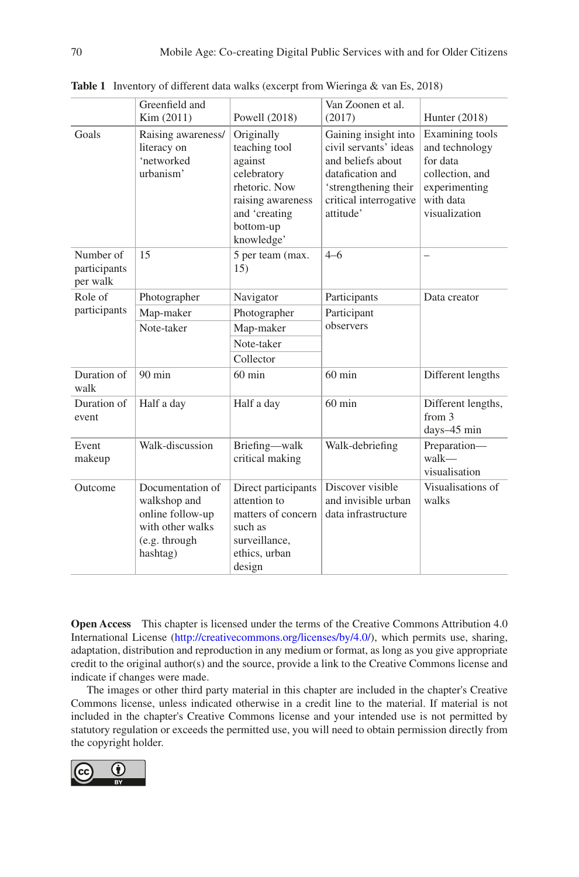**Table 1** Inventory of different data walks (excerpt from Wieringa & van Es, 2018)

| | Greenfield and Kim (2011) | Powell (2018) | Van Zoonen et al. (2017) | Hunter (2018) |
|---|---|---|---|---|
| Goals | Raising awareness/ literacy on 'networked urbanism' | Originally teaching tool against celebratory rhetoric. Now raising awareness and 'creating bottom-up knowledge' | Gaining insight into civil servants' ideas and beliefs about datafication and 'strengthening their critical interrogative attitude' | Examining tools and technology for data collection, and experimenting with data visualization |
| Number of participants per walk | 15 | 5 per team (max. 15) | 4–6 | – |
| Role of participants | Photographer<br>Map-maker<br>Note-taker | Navigator<br>Photographer<br>Map-maker<br>Note-taker<br>Collector | Participants<br>Participant observers | Data creator |
| Duration of walk | 90 min | 60 min | 60 min | Different lengths |
| Duration of event | Half a day | Half a day | 60 min | Different lengths, from 3 days–45 min |
| Event makeup | Walk-discussion | Briefing—walk critical making | Walk-debriefing | Preparation—walk—visualisation |
| Outcome | Documentation of walkshop and online follow-up with other walks (e.g. through hashtag) | Direct participants attention to matters of concern such as surveillance, ethics, urban design | Discover visible and invisible urban data infrastructure | Visualisations of walks |

**Open Access** This chapter is licensed under the terms of the Creative Commons Attribution 4.0 International License (http://creativecommons.org/licenses/by/4.0/), which permits use, sharing, adaptation, distribution and reproduction in any medium or format, as long as you give appropriate credit to the original author(s) and the source, provide a link to the Creative Commons license and indicate if changes were made.

The images or other third party material in this chapter are included in the chapter's Creative Commons license, unless indicated otherwise in a credit line to the material. If material is not included in the chapter's Creative Commons license and your intended use is not permitted by statutory regulation or exceeds the permitted use, you will need to obtain permission directly from the copyright holder.